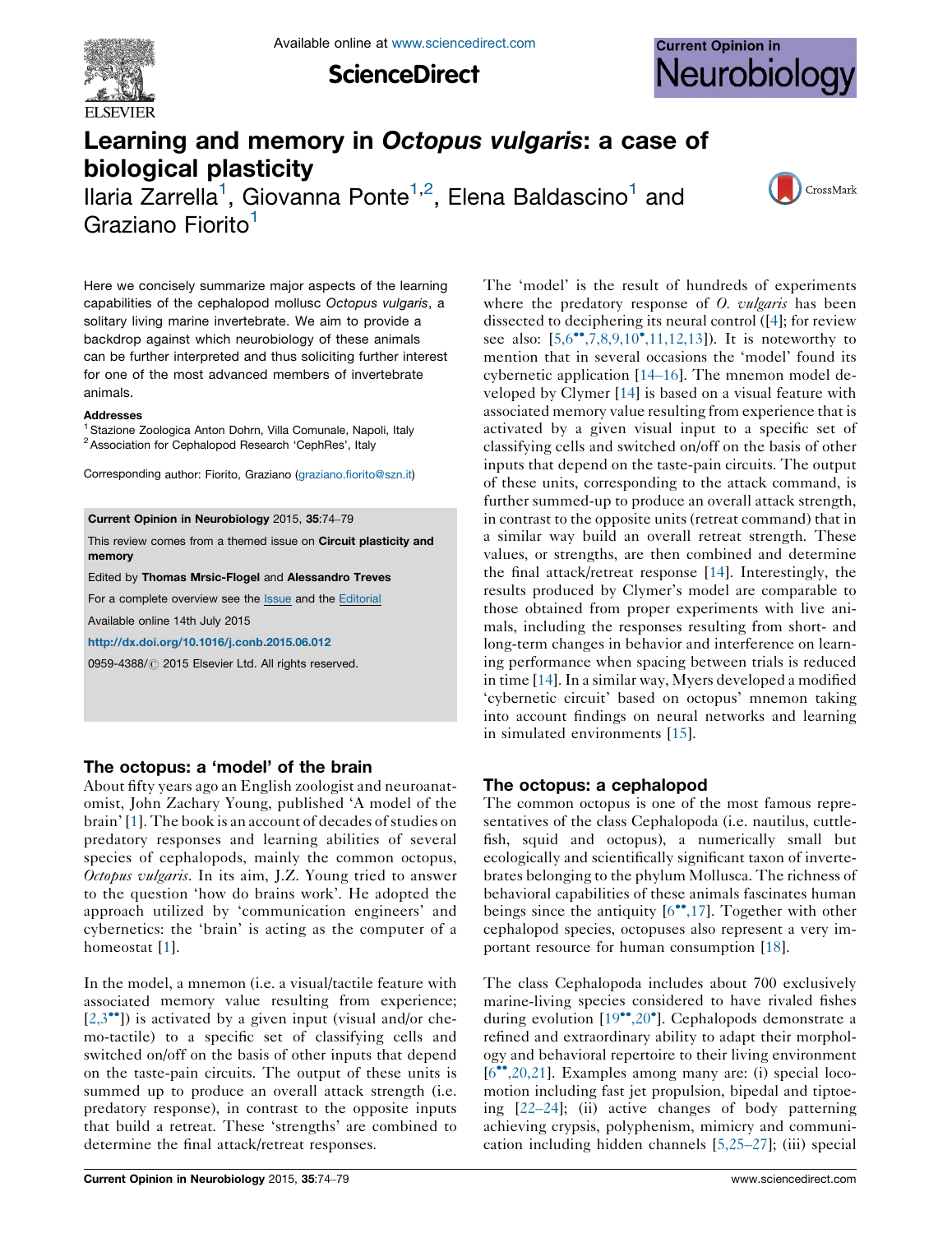# Learning and memory in *Octopus vulgaris*: a case of biological plasticity

Ilaria Zarrella[1], Giovanna Ponte[1,2], Elena Baldascino[1] and Graziano Fiorito[1]

Here we concisely summarize major aspects of the learning capabilities of the cephalopod mollusc *Octopus vulgaris*, a solitary living marine invertebrate. We aim to provide a backdrop against which neurobiology of these animals can be further interpreted and thus soliciting further interest for one of the most advanced members of invertebrate animals.

**Addresses**

[1] Stazione Zoologica Anton Dohrn, Villa Comunale, Napoli, Italy

[2] Association for Cephalopod Research 'CephRes', Italy

Corresponding author: Fiorito, Graziano (graziano.fiorito@szn.it)

**Current Opinion in Neurobiology** 2015, **35**:74–79

This review comes from a themed issue on **Circuit plasticity and memory**

Edited by **Thomas Mrsic-Flogel** and **Alessandro Treves**

For a complete overview see the Issue and the Editorial

Available online 14th July 2015

http://dx.doi.org/10.1016/j.conb.2015.06.012

0959-4388/© 2015 Elsevier Ltd. All rights reserved.

## The octopus: a 'model' of the brain

About fifty years ago an English zoologist and neuroanatomist, John Zachary Young, published 'A model of the brain' [1]. The book is an account of decades of studies on predatory responses and learning abilities of several species of cephalopods, mainly the common octopus, *Octopus vulgaris*. In its aim, J.Z. Young tried to answer to the question 'how do brains work'. He adopted the approach utilized by 'communication engineers' and cybernetics: the 'brain' is acting as the computer of a homeostat [1].

In the model, a mnemon (i.e. a visual/tactile feature with associated memory value resulting from experience; [2,3••]) is activated by a given input (visual and/or chemo-tactile) to a specific set of classifying cells and switched on/off on the basis of other inputs that depend on the taste-pain circuits. The output of these units is summed up to produce an overall attack strength (i.e. predatory response), in contrast to the opposite inputs that build a retreat. These 'strengths' are combined to determine the final attack/retreat responses.

The 'model' is the result of hundreds of experiments where the predatory response of *O. vulgaris* has been dissected to deciphering its neural control ([4]; for review see also: [5,6••,7,8,9,10•,11,12,13]). It is noteworthy to mention that in several occasions the 'model' found its cybernetic application [14–16]. The mnemon model developed by Clymer [14] is based on a visual feature with associated memory value resulting from experience that is activated by a given visual input to a specific set of classifying cells and switched on/off on the basis of other inputs that depend on the taste-pain circuits. The output of these units, corresponding to the attack command, is further summed-up to produce an overall attack strength, in contrast to the opposite units (retreat command) that in a similar way build an overall retreat strength. These values, or strengths, are then combined and determine the final attack/retreat response [14]. Interestingly, the results produced by Clymer's model are comparable to those obtained from proper experiments with live animals, including the responses resulting from short- and long-term changes in behavior and interference on learning performance when spacing between trials is reduced in time [14]. In a similar way, Myers developed a modified 'cybernetic circuit' based on octopus' mnemon taking into account findings on neural networks and learning in simulated environments [15].

## The octopus: a cephalopod

The common octopus is one of the most famous representatives of the class Cephalopoda (i.e. nautilus, cuttlefish, squid and octopus), a numerically small but ecologically and scientifically significant taxon of invertebrates belonging to the phylum Mollusca. The richness of behavioral capabilities of these animals fascinates human beings since the antiquity [6••,17]. Together with other cephalopod species, octopuses also represent a very important resource for human consumption [18].

The class Cephalopoda includes about 700 exclusively marine-living species considered to have rivaled fishes during evolution [19••,20•]. Cephalopods demonstrate a refined and extraordinary ability to adapt their morphology and behavioral repertoire to their living environment [6••,20,21]. Examples among many are: (i) special locomotion including fast jet propulsion, bipedal and tiptoeing [22–24]; (ii) active changes of body patterning achieving crypsis, polyphenism, mimicry and communication including hidden channels [5,25–27]; (iii) special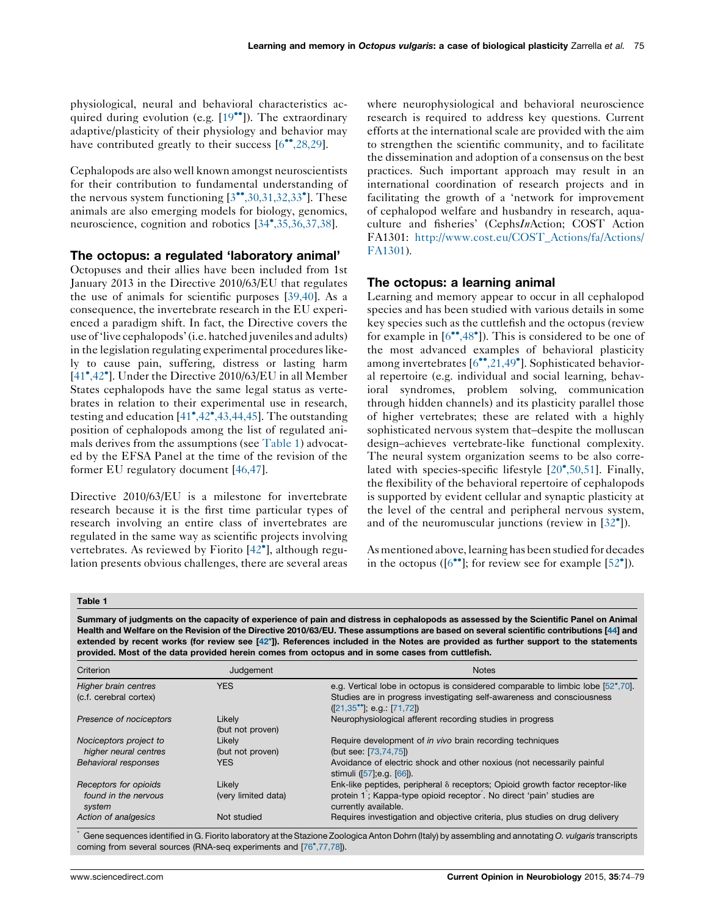physiological, neural and behavioral characteristics acquired during evolution (e.g. [19••]). The extraordinary adaptive/plasticity of their physiology and behavior may have contributed greatly to their success [6••,28,29].

Cephalopods are also well known amongst neuroscientists for their contribution to fundamental understanding of the nervous system functioning [3••,30,31,32,33•]. These animals are also emerging models for biology, genomics, neuroscience, cognition and robotics [34•,35,36,37,38].

## The octopus: a regulated 'laboratory animal'

Octopuses and their allies have been included from 1st January 2013 in the Directive 2010/63/EU that regulates the use of animals for scientific purposes [39,40]. As a consequence, the invertebrate research in the EU experienced a paradigm shift. In fact, the Directive covers the use of 'live cephalopods' (i.e. hatched juveniles and adults) in the legislation regulating experimental procedures likely to cause pain, suffering, distress or lasting harm [41•,42•]. Under the Directive 2010/63/EU in all Member States cephalopods have the same legal status as vertebrates in relation to their experimental use in research, testing and education [41•,42•,43,44,45]. The outstanding position of cephalopods among the list of regulated animals derives from the assumptions (see Table 1) advocated by the EFSA Panel at the time of the revision of the former EU regulatory document [46,47].

Directive 2010/63/EU is a milestone for invertebrate research because it is the first time particular types of research involving an entire class of invertebrates are regulated in the same way as scientific projects involving vertebrates. As reviewed by Fiorito [42•], although regulation presents obvious challenges, there are several areas where neurophysiological and behavioral neuroscience research is required to address key questions. Current efforts at the international scale are provided with the aim to strengthen the scientific community, and to facilitate the dissemination and adoption of a consensus on the best practices. Such important approach may result in an international coordination of research projects and in facilitating the growth of a 'network for improvement of cephalopod welfare and husbandry in research, aquaculture and fisheries' (Cephs*In*Action; COST Action FA1301: http://www.cost.eu/COST_Actions/fa/Actions/FA1301).

## The octopus: a learning animal

Learning and memory appear to occur in all cephalopod species and has been studied with various details in some key species such as the cuttlefish and the octopus (review for example in [6••,48•]). This is considered to be one of the most advanced examples of behavioral plasticity among invertebrates [6••,21,49•]. Sophisticated behavioral repertoire (e.g. individual and social learning, behavioral syndromes, problem solving, communication through hidden channels) and its plasticity parallel those of higher vertebrates; these are related with a highly sophisticated nervous system that–despite the molluscan design–achieves vertebrate-like functional complexity. The neural system organization seems to be also correlated with species-specific lifestyle [20•,50,51]. Finally, the flexibility of the behavioral repertoire of cephalopods is supported by evident cellular and synaptic plasticity at the level of the central and peripheral nervous system, and of the neuromuscular junctions (review in [32•]).

As mentioned above, learning has been studied for decades in the octopus ([6••]; for review see for example [52•]).

**Table 1**

**Summary of judgments on the capacity of experience of pain and distress in cephalopods as assessed by the Scientific Panel on Animal Health and Welfare on the Revision of the Directive 2010/63/EU. These assumptions are based on several scientific contributions [44] and extended by recent works (for review see [42•]). References included in the Notes are provided as further support to the statements provided. Most of the data provided herein comes from octopus and in some cases from cuttlefish.**

| Criterion | Judgement | Notes |
|---|---|---|
| *Higher brain centres (c.f. cerebral cortex)* | YES | e.g. Vertical lobe in octopus is considered comparable to limbic lobe [52•,70]. Studies are in progress investigating self-awareness and consciousness ([21,35••]; e.g.: [71,72]) |
| *Presence of nociceptors* | Likely (but not proven) | Neurophysiological afferent recording studies in progress |
| *Nociceptors project to higher neural centres* | Likely (but not proven) | Require development of *in vivo* brain recording techniques (but see: [73,74,75]) |
| *Behavioral responses* | YES | Avoidance of electric shock and other noxious (not necessarily painful stimuli ([57];e.g. [66]). |
| *Receptors for opioids found in the nervous system* | Likely (very limited data) | Enk-like peptides, peripheral δ receptors; Opioid growth factor receptor-like protein 1*; Kappa-type opioid receptor*. No direct 'pain' studies are currently available. |
| *Action of analgesics* | Not studied | Requires investigation and objective criteria, plus studies on drug delivery |

* Gene sequences identified in G. Fiorito laboratory at the Stazione Zoologica Anton Dohrn (Italy) by assembling and annotating *O. vulgaris* transcripts coming from several sources (RNA-seq experiments and [76•,77,78]).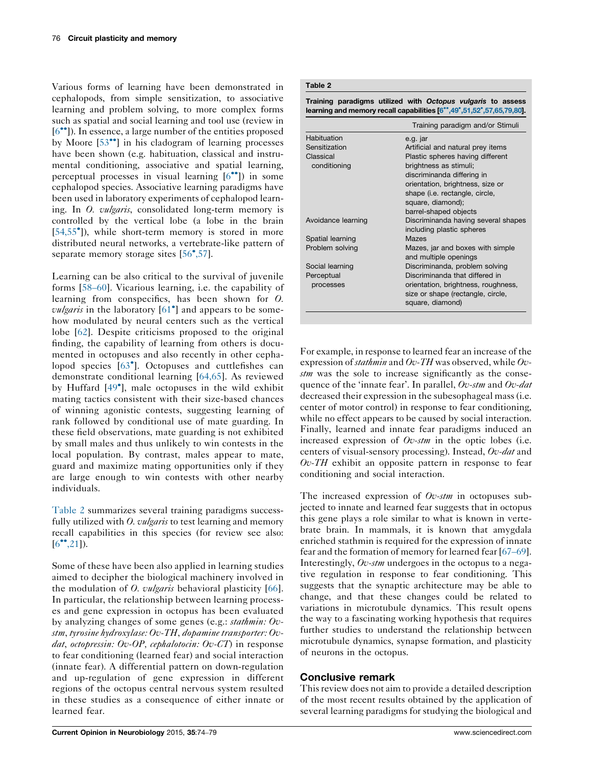Various forms of learning have been demonstrated in cephalopods, from simple sensitization, to associative learning and problem solving, to more complex forms such as spatial and social learning and tool use (review in [6••]). In essence, a large number of the entities proposed by Moore [53••] in his cladogram of learning processes have been shown (e.g. habituation, classical and instrumental conditioning, associative and spatial learning, perceptual processes in visual learning [6••]) in some cephalopod species. Associative learning paradigms have been used in laboratory experiments of cephalopod learning. In *O. vulgaris*, consolidated long-term memory is controlled by the vertical lobe (a lobe in the brain [54,55•]), while short-term memory is stored in more distributed neural networks, a vertebrate-like pattern of separate memory storage sites [56•,57].

Learning can be also critical to the survival of juvenile forms [58–60]. Vicarious learning, i.e. the capability of learning from conspecifics, has been shown for *O. vulgaris* in the laboratory [61•] and appears to be somehow modulated by neural centers such as the vertical lobe [62]. Despite criticisms proposed to the original finding, the capability of learning from others is documented in octopuses and also recently in other cephalopod species [63•]. Octopuses and cuttlefishes can demonstrate conditional learning [64,65]. As reviewed by Huffard [49•], male octopuses in the wild exhibit mating tactics consistent with their size-based chances of winning agonistic contests, suggesting learning of rank followed by conditional use of mate guarding. In these field observations, mate guarding is not exhibited by small males and thus unlikely to win contests in the local population. By contrast, males appear to mate, guard and maximize mating opportunities only if they are large enough to win contests with other nearby individuals.

Table 2 summarizes several training paradigms successfully utilized with *O. vulgaris* to test learning and memory recall capabilities in this species (for review see also: [6••,21]).

**Table 2**

**Training paradigms utilized with *Octopus vulgaris* to assess learning and memory recall capabilities [6••,49•,51,52•,57,65,79,80].**

| | Training paradigm and/or Stimuli |
|---|---|
| Habituation | e.g. jar |
| Sensitization | Artificial and natural prey items |
| Classical conditioning | Plastic spheres having different brightness as stimuli; discriminanda differing in orientation, brightness, size or shape (i.e. rectangle, circle, square, diamond); barrel-shaped objects |
| Avoidance learning | Discriminanda having several shapes including plastic spheres |
| Spatial learning | Mazes |
| Problem solving | Mazes, jar and boxes with simple and multiple openings |
| Social learning | Discriminanda, problem solving |
| Perceptual processes | Discriminanda that differed in orientation, brightness, roughness, size or shape (rectangle, circle, square, diamond) |

Some of these have been also applied in learning studies aimed to decipher the biological machinery involved in the modulation of *O. vulgaris* behavioral plasticity [66]. In particular, the relationship between learning processes and gene expression in octopus has been evaluated by analyzing changes of some genes (e.g.: *stathmin: Ov-stm*, *tyrosine hydroxylase: Ov-TH*, *dopamine transporter: Ov-dat*, *octopressin: Ov-OP*, *cephalotocin: Ov-CT*) in response to fear conditioning (learned fear) and social interaction (innate fear). A differential pattern on down-regulation and up-regulation of gene expression in different regions of the octopus central nervous system resulted in these studies as a consequence of either innate or learned fear.

For example, in response to learned fear an increase of the expression of *stathmin* and *Ov-TH* was observed, while *Ov-stm* was the sole to increase significantly as the consequence of the 'innate fear'. In parallel, *Ov-stm* and *Ov-dat* decreased their expression in the subesophageal mass (i.e. center of motor control) in response to fear conditioning, while no effect appears to be caused by social interaction. Finally, learned and innate fear paradigms induced an increased expression of *Ov-stm* in the optic lobes (i.e. centers of visual-sensory processing). Instead, *Ov-dat* and *Ov-TH* exhibit an opposite pattern in response to fear conditioning and social interaction.

The increased expression of *Ov-stm* in octopuses subjected to innate and learned fear suggests that in octopus this gene plays a role similar to what is known in vertebrate brain. In mammals, it is known that amygdala enriched stathmin is required for the expression of innate fear and the formation of memory for learned fear [67–69]. Interestingly, *Ov-stm* undergoes in the octopus to a negative regulation in response to fear conditioning. This suggests that the synaptic architecture may be able to change, and that these changes could be related to variations in microtubule dynamics. This result opens the way to a fascinating working hypothesis that requires further studies to understand the relationship between microtubule dynamics, synapse formation, and plasticity of neurons in the octopus.

## Conclusive remark

This review does not aim to provide a detailed description of the most recent results obtained by the application of several learning paradigms for studying the biological and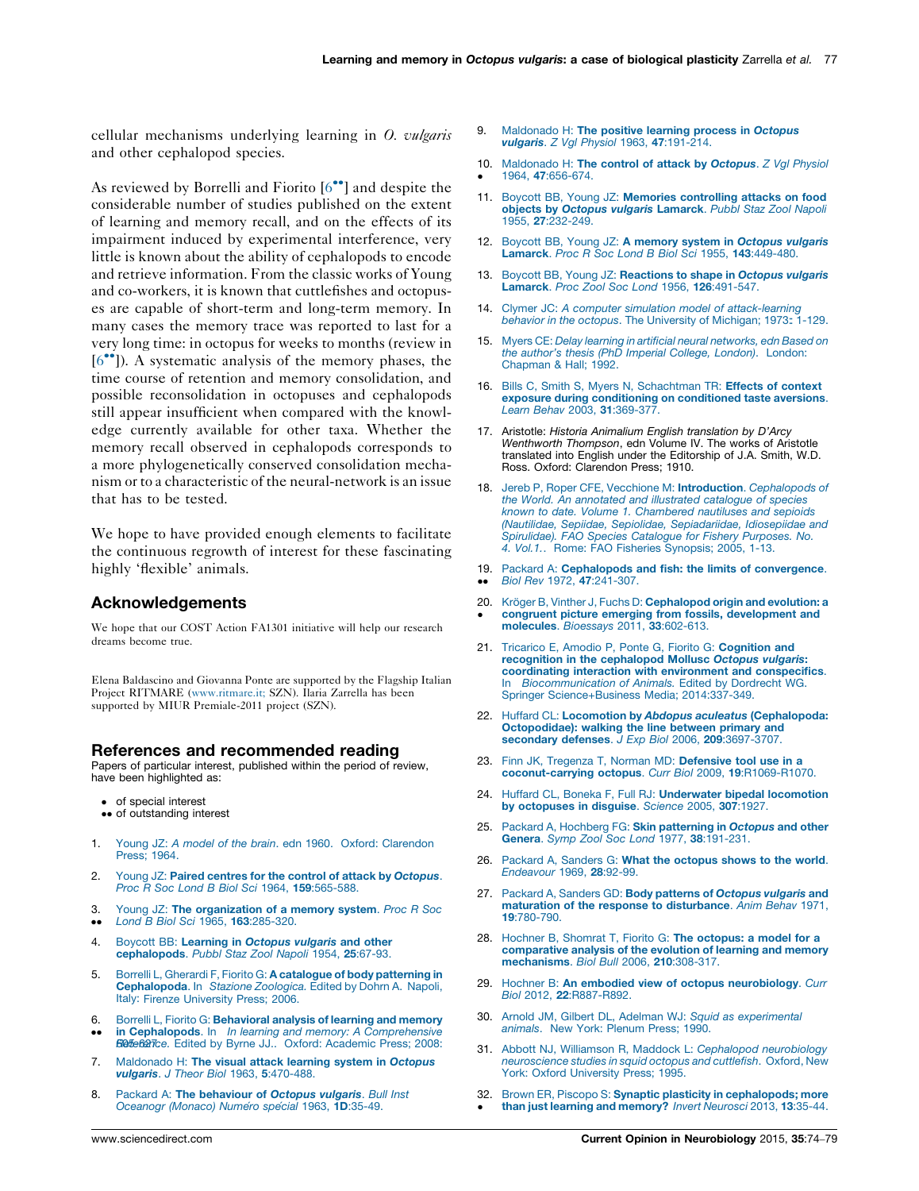cellular mechanisms underlying learning in *O. vulgaris* and other cephalopod species.

As reviewed by Borrelli and Fiorito [6••] and despite the considerable number of studies published on the extent of learning and memory recall, and on the effects of its impairment induced by experimental interference, very little is known about the ability of cephalopods to encode and retrieve information. From the classic works of Young and co-workers, it is known that cuttlefishes and octopuses are capable of short-term and long-term memory. In many cases the memory trace was reported to last for a very long time: in octopus for weeks to months (review in [6••]). A systematic analysis of the memory phases, the time course of retention and memory consolidation, and possible reconsolidation in octopuses and cephalopods still appear insufficient when compared with the knowledge currently available for other taxa. Whether the memory recall observed in cephalopods corresponds to a more phylogenetically conserved consolidation mechanism or to a characteristic of the neural-network is an issue that has to be tested.

We hope to have provided enough elements to facilitate the continuous regrowth of interest for these fascinating highly 'flexible' animals.

## Acknowledgements

We hope that our COST Action FA1301 initiative will help our research dreams become true.

Elena Baldascino and Giovanna Ponte are supported by the Flagship Italian Project RITMARE (www.ritmare.it; SZN). Ilaria Zarrella has been supported by MIUR Premiale-2011 project (SZN).

## References and recommended reading

Papers of particular interest, published within the period of review, have been highlighted as:

- • of special interest
- •• of outstanding interest

1. Young JZ: *A model of the brain*. edn 1960. Oxford: Clarendon Press; 1964.
2. Young JZ: **Paired centres for the control of attack by *Octopus***. *Proc R Soc Lond B Biol Sci* 1964, **159**:565-588.
3. •• Young JZ: **The organization of a memory system**. *Proc R Soc Lond B Biol Sci* 1965, **163**:285-320.
4. Boycott BB: **Learning in *Octopus vulgaris* and other cephalopods**. *Pubbl Staz Zool Napoli* 1954, **25**:67-93.
5. Borrelli L, Gherardi F, Fiorito G: **A catalogue of body patterning in Cephalopoda**. In *Stazione Zoologica*. Edited by Dohrn A. Napoli, Italy: Firenze University Press; 2006.
6. •• Borrelli L, Fiorito G: **Behavioral analysis of learning and memory in Cephalopods**. In *In learning and memory: A Comprehensive Reference*. Edited by Byrne JJ.. Oxford: Academic Press; 2008:605-627.
7. Maldonado H: **The visual attack learning system in *Octopus vulgaris***. *J Theor Biol* 1963, **5**:470-488.
8. Packard A: **The behaviour of *Octopus vulgaris***. *Bull Inst Oceanogr (Monaco) Numéro spécial* 1963, **1D**:35-49.
9. Maldonado H: **The positive learning process in *Octopus vulgaris***. *Z Vgl Physiol* 1963, **47**:191-214.
10. • Maldonado H: **The control of attack by *Octopus***. *Z Vgl Physiol* 1964, **47**:656-674.
11. Boycott BB, Young JZ: **Memories controlling attacks on food objects by *Octopus vulgaris* Lamarck**. *Pubbl Staz Zool Napoli* 1955, **27**:232-249.
12. Boycott BB, Young JZ: **A memory system in *Octopus vulgaris* Lamarck**. *Proc R Soc Lond B Biol Sci* 1955, **143**:449-480.
13. Boycott BB, Young JZ: **Reactions to shape in *Octopus vulgaris* Lamarck**. *Proc Zool Soc Lond* 1956, **126**:491-547.
14. Clymer JC: *A computer simulation model of attack-learning behavior in the octopus*. The University of Michigan; 1973: 1-129.
15. Myers CE: *Delay learning in artificial neural networks, edn Based on the author's thesis (PhD Imperial College, London)*. London: Chapman & Hall; 1992.
16. Bills C, Smith S, Myers N, Schachtman TR: **Effects of context exposure during conditioning on conditioned taste aversions**. *Learn Behav* 2003, **31**:369-377.
17. Aristotle: *Historia Animalium English translation by D'Arcy Wenthworth Thompson*, edn Volume IV. The works of Aristotle translated into English under the Editorship of J.A. Smith, W.D. Ross. Oxford: Clarendon Press; 1910.
18. Jereb P, Roper CFE, Vecchione M: **Introduction**. *Cephalopods of the World. An annotated and illustrated catalogue of species known to date. Volume 1. Chambered nautiluses and sepioids (Nautilidae, Sepiidae, Sepiolidae, Sepiadariidae, Idiosepiidae and Spirulidae). FAO Species Catalogue for Fishery Purposes. No. 4. Vol.1.*. Rome: FAO Fisheries Synopsis; 2005, 1-13.
19. •• Packard A: **Cephalopods and fish: the limits of convergence**. *Biol Rev* 1972, **47**:241-307.
20. • Kröger B, Vinther J, Fuchs D: **Cephalopod origin and evolution: a congruent picture emerging from fossils, development and molecules**. *Bioessays* 2011, **33**:602-613.
21. Tricarico E, Amodio P, Ponte G, Fiorito G: **Cognition and recognition in the cephalopod Mollusc *Octopus vulgaris*: coordinating interaction with environment and conspecifics**. In *Biocommunication of Animals*. Edited by Dordrecht WG. Springer Science+Business Media; 2014:337-349.
22. Huffard CL: **Locomotion by *Abdopus aculeatus* (Cephalopoda: Octopodidae): walking the line between primary and secondary defenses**. *J Exp Biol* 2006, **209**:3697-3707.
23. Finn JK, Tregenza T, Norman MD: **Defensive tool use in a coconut-carrying octopus**. *Curr Biol* 2009, **19**:R1069-R1070.
24. Huffard CL, Boneka F, Full RJ: **Underwater bipedal locomotion by octopuses in disguise**. *Science* 2005, **307**:1927.
25. Packard A, Hochberg FG: **Skin patterning in *Octopus* and other Genera**. *Symp Zool Soc Lond* 1977, **38**:191-231.
26. Packard A, Sanders G: **What the octopus shows to the world**. *Endeavour* 1969, **28**:92-99.
27. Packard A, Sanders GD: **Body patterns of *Octopus vulgaris* and maturation of the response to disturbance**. *Anim Behav* 1971, **19**:780-790.
28. Hochner B, Shomrat T, Fiorito G: **The octopus: a model for a comparative analysis of the evolution of learning and memory mechanisms**. *Biol Bull* 2006, **210**:308-317.
29. Hochner B: **An embodied view of octopus neurobiology**. *Curr Biol* 2012, **22**:R887-R892.
30. Arnold JM, Gilbert DL, Adelman WJ: *Squid as experimental animals*. New York: Plenum Press; 1990.
31. Abbott NJ, Williamson R, Maddock L: *Cephalopod neurobiology neuroscience studies in squid octopus and cuttlefish*. Oxford, New York: Oxford University Press; 1995.
32. • Brown ER, Piscopo S: **Synaptic plasticity in cephalopods; more than just learning and memory?** *Invert Neurosci* 2013, **13**:35-44.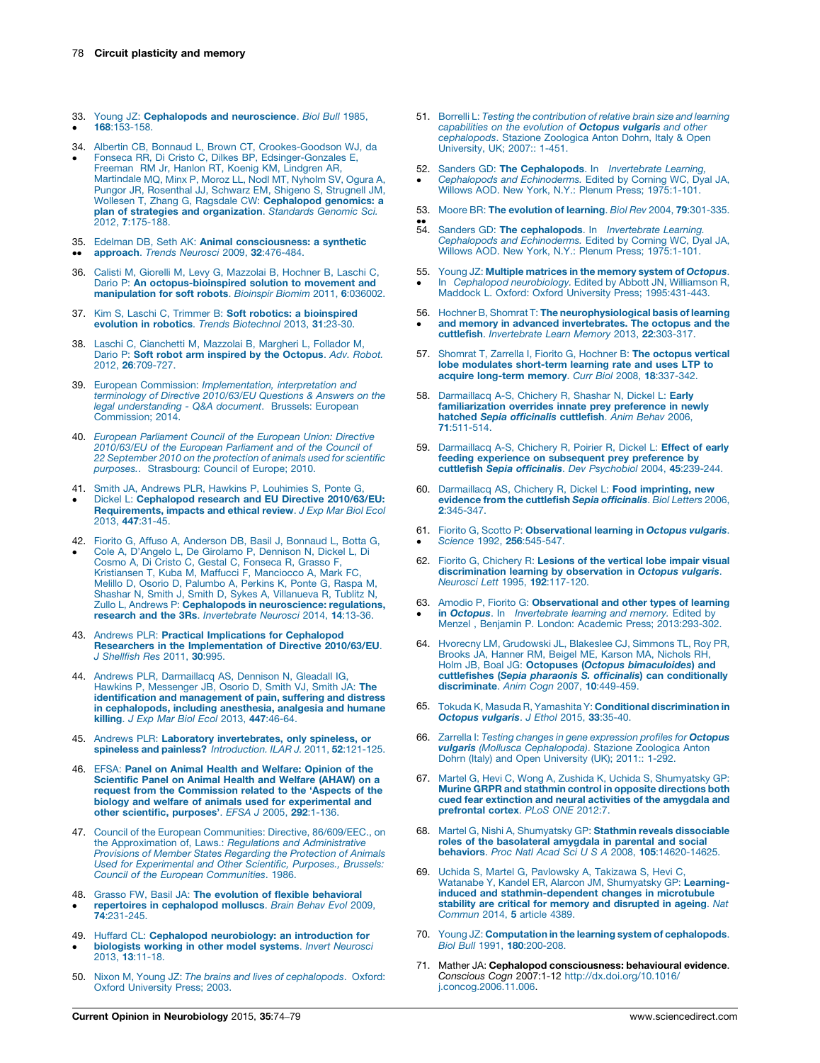33. Young JZ: **Cephalopods and neuroscience**. *Biol Bull* 1985, **168**:153-158.
•

34. Albertin CB, Bonnaud L, Brown CT, Crookes-Goodson WJ, da Fonseca RR, Di Cristo C, Dilkes BP, Edsinger-Gonzales E, Freeman RM Jr, Hanlon RT, Koenig KM, Lindgren AR, Martindale MQ, Minx P, Moroz LL, Nodl MT, Nyholm SV, Ogura A, Pungor JR, Rosenthal JJ, Schwarz EM, Shigeno S, Strugnell JM, Wollesen T, Zhang G, Ragsdale CW: **Cephalopod genomics: a plan of strategies and organization**. *Standards Genomic Sci.* 2012, **7**:175-188.
•

35. Edelman DB, Seth AK: **Animal consciousness: a synthetic approach**. *Trends Neurosci* 2009, **32**:476-484.
••

36. Calisti M, Giorelli M, Levy G, Mazzolai B, Hochner B, Laschi C, Dario P: **An octopus-bioinspired solution to movement and manipulation for soft robots**. *Bioinspir Biomim* 2011, **6**:036002.

37. Kim S, Laschi C, Trimmer B: **Soft robotics: a bioinspired evolution in robotics**. *Trends Biotechnol* 2013, **31**:23-30.

38. Laschi C, Cianchetti M, Mazzolai B, Margheri L, Follador M, Dario P: **Soft robot arm inspired by the Octopus**. *Adv. Robot.* 2012, **26**:709-727.

39. European Commission: *Implementation, interpretation and terminology of Directive 2010/63/EU Questions & Answers on the legal understanding - Q&A document*. Brussels: European Commission; 2014.

40. *European Parliament Council of the European Union: Directive 2010/63/EU of the European Parliament and of the Council of 22 September 2010 on the protection of animals used for scientific purposes.*. Strasbourg: Council of Europe; 2010.

41. Smith JA, Andrews PLR, Hawkins P, Louhimies S, Ponte G, Dickel L: **Cephalopod research and EU Directive 2010/63/EU: Requirements, impacts and ethical review**. *J Exp Mar Biol Ecol* 2013, **447**:31-45.
•

42. Fiorito G, Affuso A, Anderson DB, Basil J, Bonnaud L, Botta G, Cole A, D'Angelo L, De Girolamo P, Dennison N, Dickel L, Di Cosmo A, Di Cristo C, Gestal C, Fonseca R, Grasso F, Kristiansen T, Kuba M, Maffucci F, Manciocco A, Mark FC, Melillo D, Osorio D, Palumbo A, Perkins K, Ponte G, Raspa M, Shashar N, Smith J, Smith D, Sykes A, Villanueva R, Tublitz N, Zullo L, Andrews P: **Cephalopods in neuroscience: regulations, research and the 3Rs**. *Invertebrate Neurosci* 2014, **14**:13-36.
•

43. Andrews PLR: **Practical Implications for Cephalopod Researchers in the Implementation of Directive 2010/63/EU**. *J Shellfish Res* 2011, **30**:995.

44. Andrews PLR, Darmaillacq AS, Dennison N, Gleadall IG, Hawkins P, Messenger JB, Osorio D, Smith VJ, Smith JA: **The identification and management of pain, suffering and distress in cephalopods, including anesthesia, analgesia and humane killing**. *J Exp Mar Biol Ecol* 2013, **447**:46-64.

45. Andrews PLR: **Laboratory invertebrates, only spineless, or spineless and painless?** *Introduction. ILAR J.* 2011, **52**:121-125.

46. EFSA: **Panel on Animal Health and Welfare: Opinion of the Scientific Panel on Animal Health and Welfare (AHAW) on a request from the Commission related to the 'Aspects of the biology and welfare of animals used for experimental and other scientific, purposes'**. *EFSA J* 2005, **292**:1-136.

47. Council of the European Communities: Directive, 86/609/EEC., on the Approximation of, Laws.: *Regulations and Administrative Provisions of Member States Regarding the Protection of Animals Used for Experimental and Other Scientific, Purposes., Brussels: Council of the European Communities*. 1986.

48. Grasso FW, Basil JA: **The evolution of flexible behavioral repertoires in cephalopod molluscs**. *Brain Behav Evol* 2009, **74**:231-245.
•

49. Huffard CL: **Cephalopod neurobiology: an introduction for biologists working in other model systems**. *Invert Neurosci* 2013, **13**:11-18.
•

50. Nixon M, Young JZ: *The brains and lives of cephalopods*. Oxford: Oxford University Press; 2003.

51. Borrelli L: *Testing the contribution of relative brain size and learning capabilities on the evolution of **Octopus vulgaris** and other cephalopods*. Stazione Zoologica Anton Dohrn, Italy & Open University, UK; 2007:: 1-451.

52. Sanders GD: **The Cephalopods**. In *Invertebrate Learning, Cephalopods and Echinoderms.* Edited by Corning WC, Dyal JA, Willows AOD. New York, N.Y.: Plenum Press; 1975:1-101.
•

53. Moore BR: **The evolution of learning**. *Biol Rev* 2004, **79**:301-335.
••

54. Sanders GD: **The cephalopods**. In *Invertebrate Learning. Cephalopods and Echinoderms.* Edited by Corning WC, Dyal JA, Willows AOD. New York, N.Y.: Plenum Press; 1975:1-101.

55. Young JZ: **Multiple matrices in the memory system of *Octopus***. In *Cephalopod neurobiology.* Edited by Abbott JN, Williamson R, Maddock L. Oxford: Oxford University Press; 1995:431-443.
•

56. Hochner B, Shomrat T: **The neurophysiological basis of learning and memory in advanced invertebrates. The octopus and the cuttlefish**. *Invertebrate Learn Memory* 2013, **22**:303-317.
•

57. Shomrat T, Zarrella I, Fiorito G, Hochner B: **The octopus vertical lobe modulates short-term learning rate and uses LTP to acquire long-term memory**. *Curr Biol* 2008, **18**:337-342.

58. Darmaillacq A-S, Chichery R, Shashar N, Dickel L: **Early familiarization overrides innate prey preference in newly hatched *Sepia officinalis* cuttlefish**. *Anim Behav* 2006, **71**:511-514.

59. Darmaillacq A-S, Chichery R, Poirier R, Dickel L: **Effect of early feeding experience on subsequent prey preference by cuttlefish *Sepia officinalis***. *Dev Psychobiol* 2004, **45**:239-244.

60. Darmaillacq AS, Chichery R, Dickel L: **Food imprinting, new evidence from the cuttlefish *Sepia officinalis***. *Biol Letters* 2006, **2**:345-347.

61. Fiorito G, Scotto P: **Observational learning in *Octopus vulgaris***. *Science* 1992, **256**:545-547.
•

62. Fiorito G, Chichery R: **Lesions of the vertical lobe impair visual discrimination learning by observation in *Octopus vulgaris***. *Neurosci Lett* 1995, **192**:117-120.

63. Amodio P, Fiorito G: **Observational and other types of learning in *Octopus***. In *Invertebrate learning and memory.* Edited by Menzel , Benjamin P. London: Academic Press; 2013:293-302.
•

64. Hvorecny LM, Grudowski JL, Blakeslee CJ, Simmons TL, Roy PR, Brooks JA, Hanner RM, Beigel ME, Karson MA, Nichols RH, Holm JB, Boal JG: **Octopuses (*Octopus bimaculoides*) and cuttlefishes (*Sepia pharaonis S. officinalis*) can conditionally discriminate**. *Anim Cogn* 2007, **10**:449-459.

65. Tokuda K, Masuda R, Yamashita Y: **Conditional discrimination in *Octopus vulgaris***. *J Ethol* 2015, **33**:35-40.

66. Zarrella I: *Testing changes in gene expression profiles for **Octopus vulgaris** (Mollusca Cephalopoda)*. Stazione Zoologica Anton Dohrn (Italy) and Open University (UK); 2011:: 1-292.

67. Martel G, Hevi C, Wong A, Zushida K, Uchida S, Shumyatsky GP: **Murine GRPR and stathmin control in opposite directions both cued fear extinction and neural activities of the amygdala and prefrontal cortex**. *PLoS ONE* 2012:7.

68. Martel G, Nishi A, Shumyatsky GP: **Stathmin reveals dissociable roles of the basolateral amygdala in parental and social behaviors**. *Proc Natl Acad Sci U S A* 2008, **105**:14620-14625.

69. Uchida S, Martel G, Pavlowsky A, Takizawa S, Hevi C, Watanabe Y, Kandel ER, Alarcon JM, Shumyatsky GP: **Learning-induced and stathmin-dependent changes in microtubule stability are critical for memory and disrupted in ageing**. *Nat Commun* 2014, **5** article 4389.

70. Young JZ: **Computation in the learning system of cephalopods**. *Biol Bull* 1991, **180**:200-208.

71. Mather JA: **Cephalopod consciousness: behavioural evidence**. *Conscious Cogn* 2007:1-12 http://dx.doi.org/10.1016/j.concog.2006.11.006.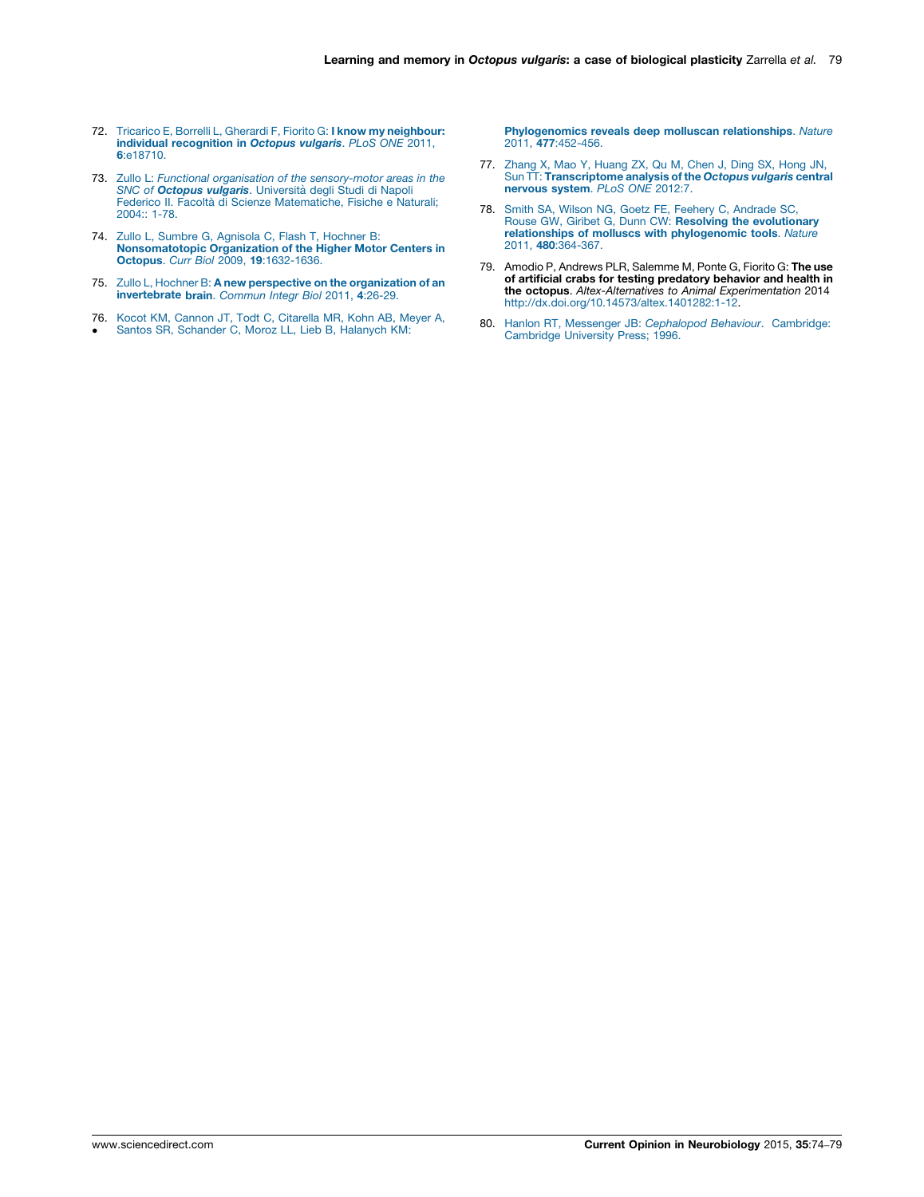72. Tricarico E, Borrelli L, Gherardi F, Fiorito G: **I know my neighbour: individual recognition in *Octopus vulgaris***. *PLoS ONE* 2011, **6**:e18710.

73. Zullo L: *Functional organisation of the sensory-motor areas in the SNC of* ***Octopus vulgaris***. Università degli Studi di Napoli Federico II. Facoltà di Scienze Matematiche, Fisiche e Naturali; 2004:: 1-78.

74. Zullo L, Sumbre G, Agnisola C, Flash T, Hochner B: **Nonsomatotopic Organization of the Higher Motor Centers in Octopus**. *Curr Biol* 2009, **19**:1632-1636.

75. Zullo L, Hochner B: **A new perspective on the organization of an invertebrate brain**. *Commun Integr Biol* 2011, **4**:26-29.

76. • Kocot KM, Cannon JT, Todt C, Citarella MR, Kohn AB, Meyer A, Santos SR, Schander C, Moroz LL, Lieb B, Halanych KM: **Phylogenomics reveals deep molluscan relationships**. *Nature* 2011, **477**:452-456.

77. Zhang X, Mao Y, Huang ZX, Qu M, Chen J, Ding SX, Hong JN, Sun TT: **Transcriptome analysis of the *Octopus vulgaris* central nervous system**. *PLoS ONE* 2012:7.

78. Smith SA, Wilson NG, Goetz FE, Feehery C, Andrade SC, Rouse GW, Giribet G, Dunn CW: **Resolving the evolutionary relationships of molluscs with phylogenomic tools**. *Nature* 2011, **480**:364-367.

79. Amodio P, Andrews PLR, Salemme M, Ponte G, Fiorito G: **The use of artificial crabs for testing predatory behavior and health in the octopus**. *Altex-Alternatives to Animal Experimentation* 2014 http://dx.doi.org/10.14573/altex.1401282:1-12.

80. Hanlon RT, Messenger JB: *Cephalopod Behaviour*. Cambridge: Cambridge University Press; 1996.